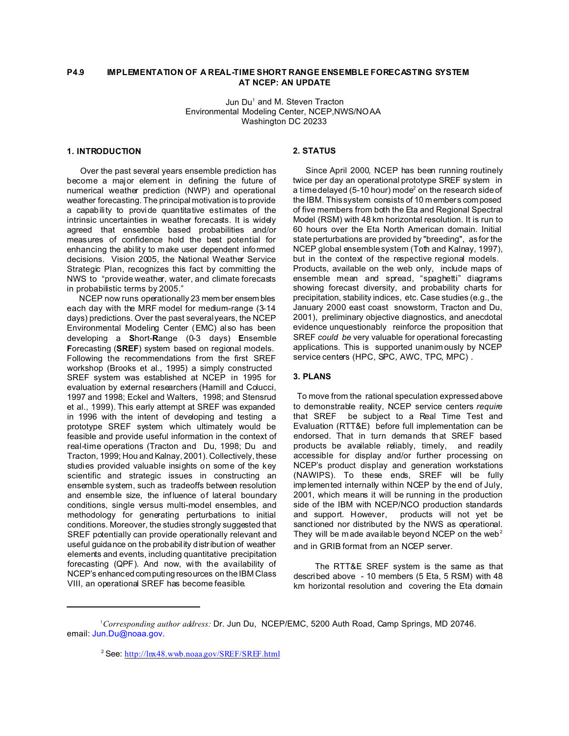# P4.9 IMPLEMENTATION OF A REAL-TIME SHORT RANGE ENSEMBLE FORECASTING SYSTEM AT NCEP: AN UPDATE

Jun Du[1] and M. Steven Tracton
Environmental Modeling Center, NCEP,NWS/NOAA
Washington DC 20233

## 1. INTRODUCTION

Over the past several years ensemble prediction has become a major element in defining the future of numerical weather prediction (NWP) and operational weather forecasting. The principal motivation is to provide a capability to provide quantitative estimates of the intrinsic uncertainties in weather forecasts. It is widely agreed that ensemble based probabilities and/or measures of confidence hold the best potential for enhancing the ability to make user dependent informed decisions. Vision 2005, the National Weather Service Strategic Plan, recognizes this fact by committing the NWS to "provide weather, water, and climate forecasts in probabilistic terms by 2005."

NCEP now runs operationally 23 member ensembles each day with the MRF model for medium-range (3-14 days) predictions. Over the past several years, the NCEP Environmental Modeling Center (EMC) also has been developing a **S**hort-**R**ange (0-3 days) **E**nsemble **F**orecasting (**SREF**) system based on regional models. Following the recommendations from the first SREF workshop (Brooks et al., 1995) a simply constructed SREF system was established at NCEP in 1995 for evaluation by external researchers (Hamill and Colucci, 1997 and 1998; Eckel and Walters, 1998; and Stensrud et al., 1999). This early attempt at SREF was expanded in 1996 with the intent of developing and testing a prototype SREF system which ultimately would be feasible and provide useful information in the context of real-time operations (Tracton and Du, 1998; Du and Tracton, 1999; Hou and Kalnay, 2001). Collectively, these studies provided valuable insights on some of the key scientific and strategic issues in constructing an ensemble system, such as tradeoffs between resolution and ensemble size, the influence of lateral boundary conditions, single versus multi-model ensembles, and methodology for generating perturbations to initial conditions. Moreover, the studies strongly suggested that SREF potentially can provide operationally relevant and useful guidance on the probability distribution of weather elements and events, including quantitative precipitation forecasting (QPF). And now, with the availability of NCEP's enhanced computing resources on the IBM Class VIII, an operational SREF has become feasible.

## 2. STATUS

Since April 2000, NCEP has been running routinely twice per day an operational prototype SREF system in a time delayed (5-10 hour) mode[2] on the research side of the IBM. This system consists of 10 members composed of five members from both the Eta and Regional Spectral Model (RSM) with 48 km horizontal resolution. It is run to 60 hours over the Eta North American domain. Initial state perturbations are provided by "breeding", as for the NCEP global ensemble system (Toth and Kalnay, 1997), but in the context of the respective regional models. Products, available on the web only, include maps of ensemble mean and spread, "spaghetti" diagrams showing forecast diversity, and probability charts for precipitation, stability indices, etc. Case studies (e.g., the January 2000 east coast snowstorm, Tracton and Du, 2001), preliminary objective diagnostics, and anecdotal evidence unquestionably reinforce the proposition that SREF *could be* very valuable for operational forecasting applications. This is supported unanimously by NCEP service centers (HPC, SPC, AWC, TPC, MPC) .

## 3. PLANS

To move from the rational speculation expressed above to demonstrable reality, NCEP service centers *require* that SREF be subject to a Real Time Test and Evaluation (RTT&E) before full implementation can be endorsed. That in turn demands that SREF based products be available reliably, timely, and readily accessible for display and/or further processing on NCEP's product display and generation workstations (NAWIPS). To these ends, SREF will be fully implemented internally within NCEP by the end of July, 2001, which means it will be running in the production side of the IBM with NCEP/NCO production standards and support. However, products will not yet be sanctioned nor distributed by the NWS as operational. They will be made available beyond NCEP on the web[2] and in GRIB format from an NCEP server.

The RTT&E SREF system is the same as that described above - 10 members (5 Eta, 5 RSM) with 48 km horizontal resolution and covering the Eta domain

---

[1] *Corresponding author address:* Dr. Jun Du, NCEP/EMC, 5200 Auth Road, Camp Springs, MD 20746. email: Jun.Du@noaa.gov.

[2] See: http://lnx48.wwb.noaa.gov/SREF/SREF.html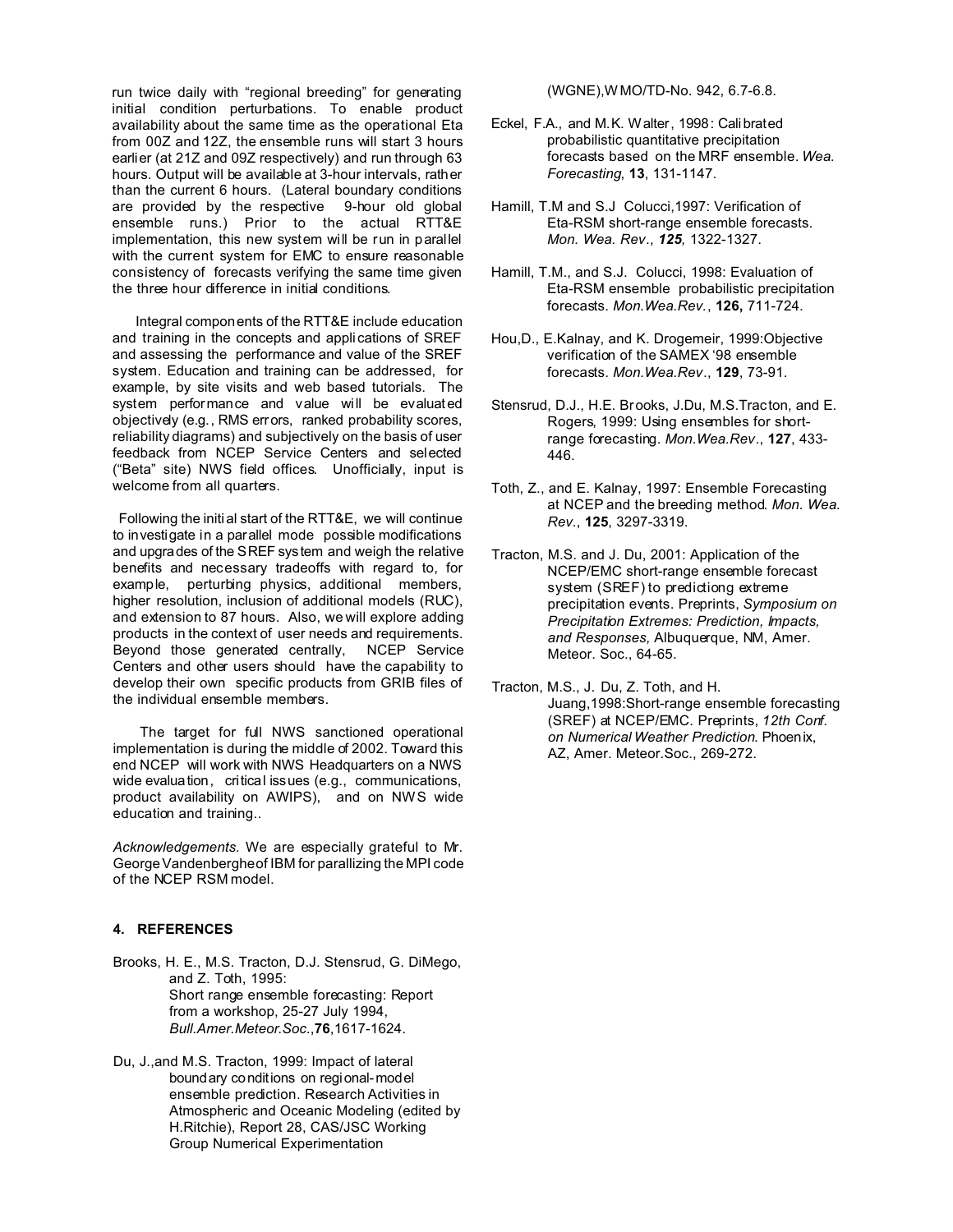run twice daily with "regional breeding" for generating initial condition perturbations. To enable product availability about the same time as the operational Eta from 00Z and 12Z, the ensemble runs will start 3 hours earlier (at 21Z and 09Z respectively) and run through 63 hours. Output will be available at 3-hour intervals, rather than the current 6 hours. (Lateral boundary conditions are provided by the respective 9-hour old global ensemble runs.) Prior to the actual RTT&E implementation, this new system will be run in parallel with the current system for EMC to ensure reasonable consistency of forecasts verifying the same time given the three hour difference in initial conditions.

Integral components of the RTT&E include education and training in the concepts and applications of SREF and assessing the performance and value of the SREF system. Education and training can be addressed, for example, by site visits and web based tutorials. The system performance and value will be evaluated objectively (e.g., RMS errors, ranked probability scores, reliability diagrams) and subjectively on the basis of user feedback from NCEP Service Centers and selected ("Beta" site) NWS field offices. Unofficially, input is welcome from all quarters.

Following the initial start of the RTT&E, we will continue to investigate in a parallel mode possible modifications and upgrades of the SREF system and weigh the relative benefits and necessary tradeoffs with regard to, for example, perturbing physics, additional members, higher resolution, inclusion of additional models (RUC), and extension to 87 hours. Also, we will explore adding products in the context of user needs and requirements. Beyond those generated centrally, NCEP Service Centers and other users should have the capability to develop their own specific products from GRIB files of the individual ensemble members.

The target for full NWS sanctioned operational implementation is during the middle of 2002. Toward this end NCEP will work with NWS Headquarters on a NWS wide evaluation, critical issues (e.g., communications, product availability on AWIPS), and on NWS wide education and training..

*Acknowledgements.* We are especially grateful to Mr. George Vandenberghe of IBM for parallizing the MPI code of the NCEP RSM model.

## 4. REFERENCES

Brooks, H. E., M.S. Tracton, D.J. Stensrud, G. DiMego, and Z. Toth, 1995: Short range ensemble forecasting: Report from a workshop, 25-27 July 1994, *Bull.Amer.Meteor.Soc.*,**76**,1617-1624.

Du, J.,and M.S. Tracton, 1999: Impact of lateral boundary conditions on regional-model ensemble prediction. Research Activities in Atmospheric and Oceanic Modeling (edited by H.Ritchie), Report 28, CAS/JSC Working Group Numerical Experimentation (WGNE),WMO/TD-No. 942, 6.7-6.8.

Eckel, F.A., and M.K. Walter, 1998: Calibrated probabilistic quantitative precipitation forecasts based on the MRF ensemble. *Wea. Forecasting*, **13**, 131-1147.

Hamill, T.M and S.J Colucci,1997: Verification of Eta-RSM short-range ensemble forecasts. *Mon. Wea. Rev*., ***125***, 1322-1327.

Hamill, T.M., and S.J. Colucci, 1998: Evaluation of Eta-RSM ensemble probabilistic precipitation forecasts. *Mon.Wea.Rev.*, **126,** 711-724.

Hou,D., E.Kalnay, and K. Drogemeir, 1999:Objective verification of the SAMEX '98 ensemble forecasts. *Mon.Wea.Rev*., **129**, 73-91.

Stensrud, D.J., H.E. Brooks, J.Du, M.S.Tracton, and E. Rogers, 1999: Using ensembles for short-range forecasting. *Mon.Wea.Rev*., **127**, 433-446.

Toth, Z., and E. Kalnay, 1997: Ensemble Forecasting at NCEP and the breeding method. *Mon. Wea. Rev*., **125**, 3297-3319.

Tracton, M.S. and J. Du, 2001: Application of the NCEP/EMC short-range ensemble forecast system (SREF) to predictiong extreme precipitation events. Preprints, *Symposium on Precipitation Extremes: Prediction, Impacts, and Responses,* Albuquerque, NM, Amer. Meteor. Soc., 64-65.

Tracton, M.S., J. Du, Z. Toth, and H. Juang,1998:Short-range ensemble forecasting (SREF) at NCEP/EMC. Preprints, *12th Conf. on Numerical Weather Prediction.* Phoenix, AZ, Amer. Meteor.Soc., 269-272.